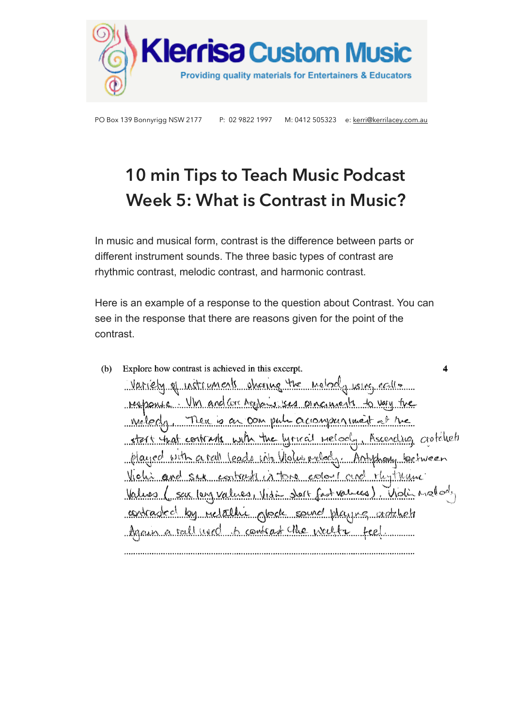# Klerrisa Custom Music

Providing quality materials for Entertainers & Educators

PO Box 139 Bonnyrigg NSW 2177 P: 02 9822 1997 M: 0412 505323 e: kerri@kerrilacey.com.au

# 10 min Tips to Teach Music Podcast

# Week 5: What is Contrast in Music?

In music and musical form, contrast is the difference between parts or different instrument sounds. The three basic types of contrast are rhythmic contrast, melodic contrast, and harmonic contrast.

Here is an example of a response to the question about Contrast. You can see in the response that there are reasons given for the point of the contrast.

(b) Explore how contrast is achieved in this excerpt. **4**

Variety of instruments sharing the melody using call + response. Vln and Acc Ayrplains ses ornaments to vary the melody. There is an oom pah accompaniment at the start that contrasts with the lyrical melody. Ascending crotchets played with a rall leads into Violin melody. Antiphony between Violin and sax contrasts in tone colour and rhythmic values (sax long values, Violin short fast values). Violin melody contrasted by metallic glock sound playing crotchets. Again a rall used to contrast the waltz feel.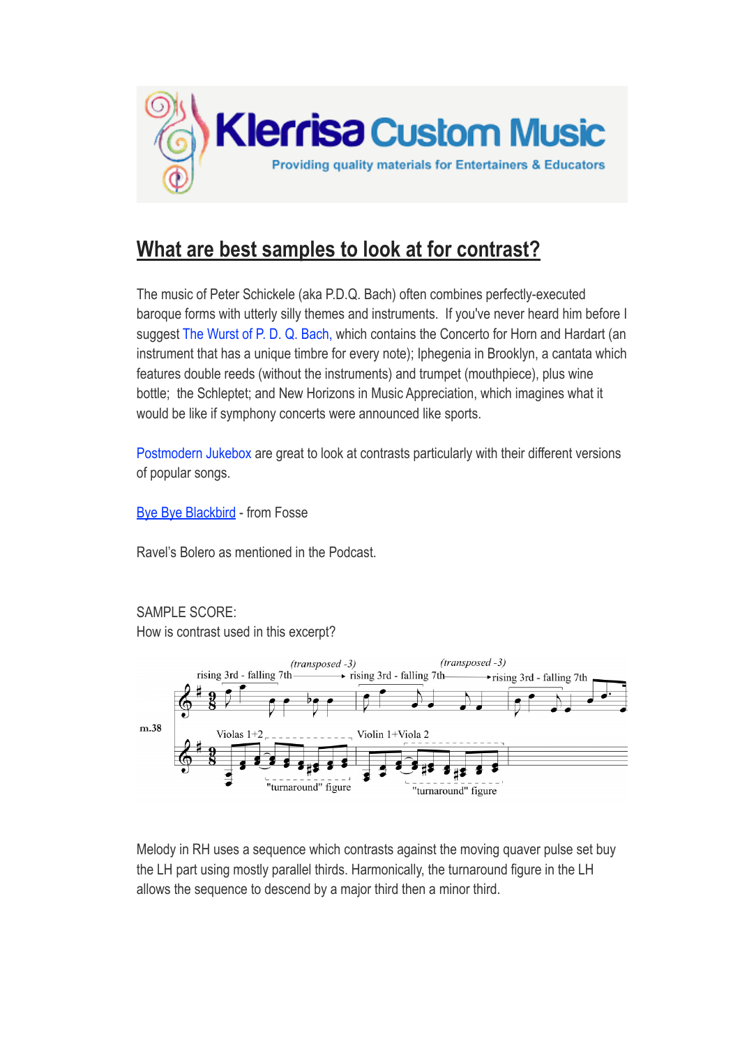## What are best samples to look at for contrast?

The music of Peter Schickele (aka P.D.Q. Bach) often combines perfectly-executed baroque forms with utterly silly themes and instruments. If you've never heard him before I suggest The Wurst of P. D. Q. Bach, which contains the Concerto for Horn and Hardart (an instrument that has a unique timbre for every note); Iphegenia in Brooklyn, a cantata which features double reeds (without the instruments) and trumpet (mouthpiece), plus wine bottle; the Schleptet; and New Horizons in Music Appreciation, which imagines what it would be like if symphony concerts were announced like sports.

Postmodern Jukebox are great to look at contrasts particularly with their different versions of popular songs.

Bye Bye Blackbird - from Fosse

Ravel's Bolero as mentioned in the Podcast.

SAMPLE SCORE:
How is contrast used in this excerpt?

Melody in RH uses a sequence which contrasts against the moving quaver pulse set buy the LH part using mostly parallel thirds. Harmonically, the turnaround figure in the LH allows the sequence to descend by a major third then a minor third.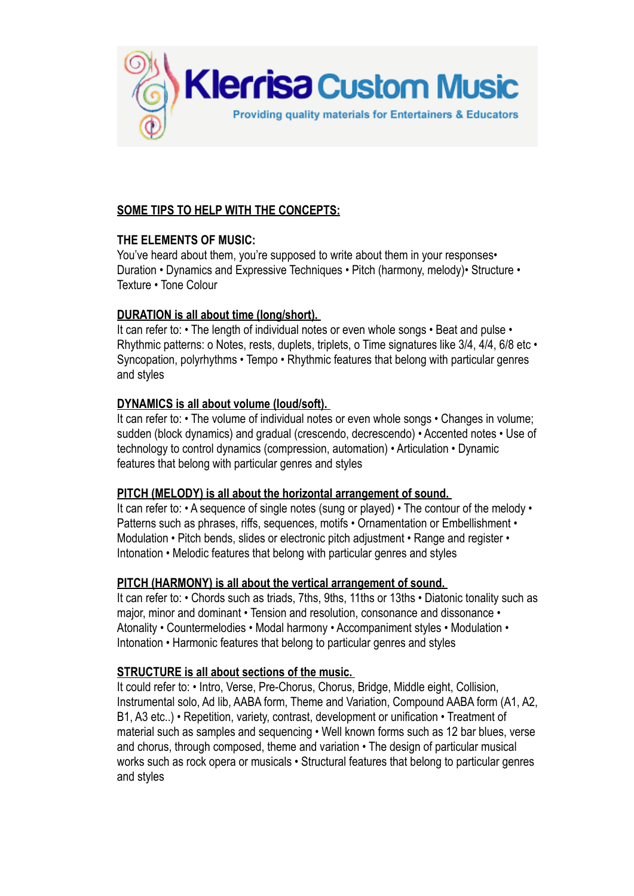Klerrisa Custom Music

Providing quality materials for Entertainers & Educators

## SOME TIPS TO HELP WITH THE CONCEPTS:

**THE ELEMENTS OF MUSIC:**

You've heard about them, you're supposed to write about them in your responses• Duration • Dynamics and Expressive Techniques • Pitch (harmony, melody)• Structure • Texture • Tone Colour

**DURATION is all about time (long/short).**

It can refer to: • The length of individual notes or even whole songs • Beat and pulse • Rhythmic patterns: o Notes, rests, duplets, triplets, o Time signatures like 3/4, 4/4, 6/8 etc • Syncopation, polyrhythms • Tempo • Rhythmic features that belong with particular genres and styles

**DYNAMICS is all about volume (loud/soft).**

It can refer to: • The volume of individual notes or even whole songs • Changes in volume; sudden (block dynamics) and gradual (crescendo, decrescendo) • Accented notes • Use of technology to control dynamics (compression, automation) • Articulation • Dynamic features that belong with particular genres and styles

**PITCH (MELODY) is all about the horizontal arrangement of sound.**

It can refer to: • A sequence of single notes (sung or played) • The contour of the melody • Patterns such as phrases, riffs, sequences, motifs • Ornamentation or Embellishment • Modulation • Pitch bends, slides or electronic pitch adjustment • Range and register • Intonation • Melodic features that belong with particular genres and styles

**PITCH (HARMONY) is all about the vertical arrangement of sound.**

It can refer to: • Chords such as triads, 7ths, 9ths, 11ths or 13ths • Diatonic tonality such as major, minor and dominant • Tension and resolution, consonance and dissonance • Atonality • Countermelodies • Modal harmony • Accompaniment styles • Modulation • Intonation • Harmonic features that belong to particular genres and styles

**STRUCTURE is all about sections of the music.**

It could refer to: • Intro, Verse, Pre-Chorus, Chorus, Bridge, Middle eight, Collision, Instrumental solo, Ad lib, AABA form, Theme and Variation, Compound AABA form (A1, A2, B1, A3 etc..) • Repetition, variety, contrast, development or unification • Treatment of material such as samples and sequencing • Well known forms such as 12 bar blues, verse and chorus, through composed, theme and variation • The design of particular musical works such as rock opera or musicals • Structural features that belong to particular genres and styles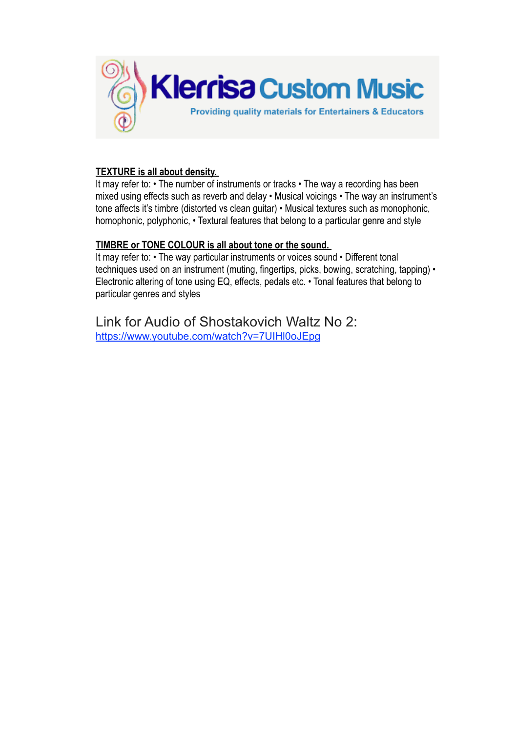**Klerrisa Custom Music**

Providing quality materials for Entertainers & Educators

**TEXTURE is all about density.**

It may refer to: • The number of instruments or tracks • The way a recording has been mixed using effects such as reverb and delay • Musical voicings • The way an instrument's tone affects it's timbre (distorted vs clean guitar) • Musical textures such as monophonic, homophonic, polyphonic, • Textural features that belong to a particular genre and style

**TIMBRE or TONE COLOUR is all about tone or the sound.**

It may refer to: • The way particular instruments or voices sound • Different tonal techniques used on an instrument (muting, fingertips, picks, bowing, scratching, tapping) • Electronic altering of tone using EQ, effects, pedals etc. • Tonal features that belong to particular genres and styles

## Link for Audio of Shostakovich Waltz No 2:

https://www.youtube.com/watch?v=7UIHl0oJEpg